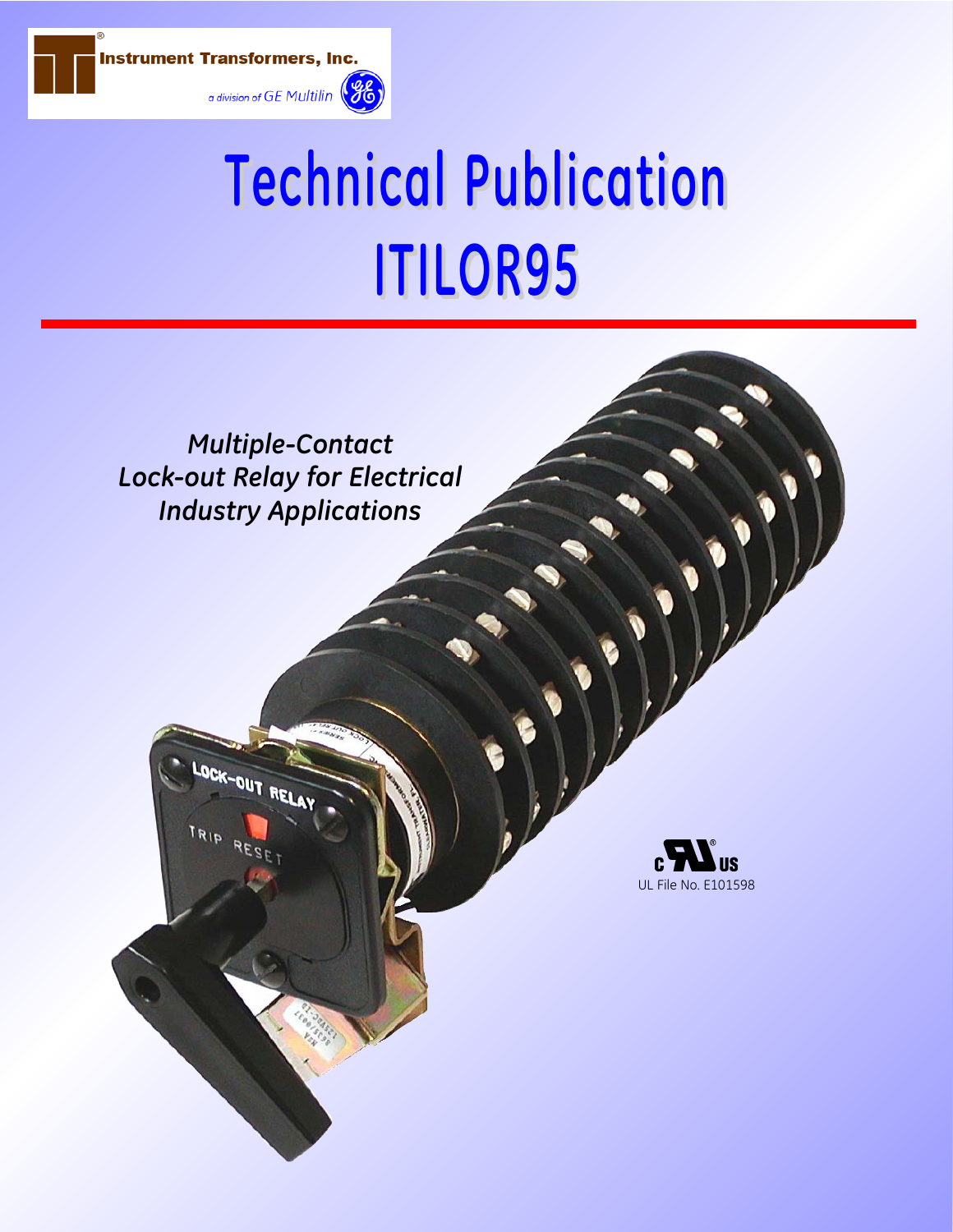Instrument Transformers, Inc.

a division of GE Multilin

# Technical Publication ITILOR95

*Multiple-Contact Lock-out Relay for Electrical Industry Applications*

UL File No. E101598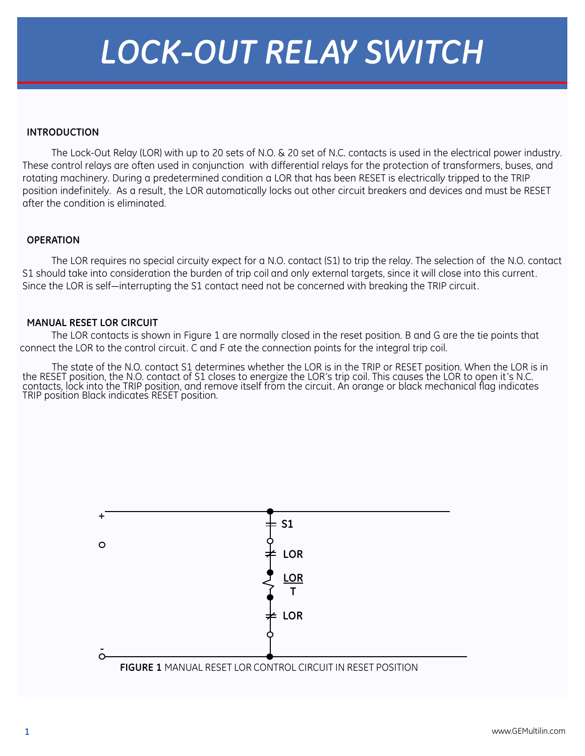# LOCK-OUT RELAY SWITCH

**INTRODUCTION**

The Lock-Out Relay (LOR) with up to 20 sets of N.O. & 20 set of N.C. contacts is used in the electrical power industry. These control relays are often used in conjunction with differential relays for the protection of transformers, buses, and rotating machinery. During a predetermined condition a LOR that has been RESET is electrically tripped to the TRIP position indefinitely. As a result, the LOR automatically locks out other circuit breakers and devices and must be RESET after the condition is eliminated.

**OPERATION**

The LOR requires no special circuity expect for a N.O. contact (S1) to trip the relay. The selection of the N.O. contact S1 should take into consideration the burden of trip coil and only external targets, since it will close into this current. Since the LOR is self—interrupting the S1 contact need not be concerned with breaking the TRIP circuit.

**MANUAL RESET LOR CIRCUIT**

The LOR contacts is shown in Figure 1 are normally closed in the reset position. B and G are the tie points that connect the LOR to the control circuit. C and F ate the connection points for the integral trip coil.

The state of the N.O. contact S1 determines whether the LOR is in the TRIP or RESET position. When the LOR is in the RESET position, the N.O. contact of S1 closes to energize the LOR's trip coil. This causes the LOR to open it's N.C. contacts, lock into the TRIP position, and remove itself from the circuit. An orange or black mechanical flag indicates TRIP position Black indicates RESET position.

+

S1

LOR

LOR
T

LOR

-

**FIGURE 1** MANUAL RESET LOR CONTROL CIRCUIT IN RESET POSITION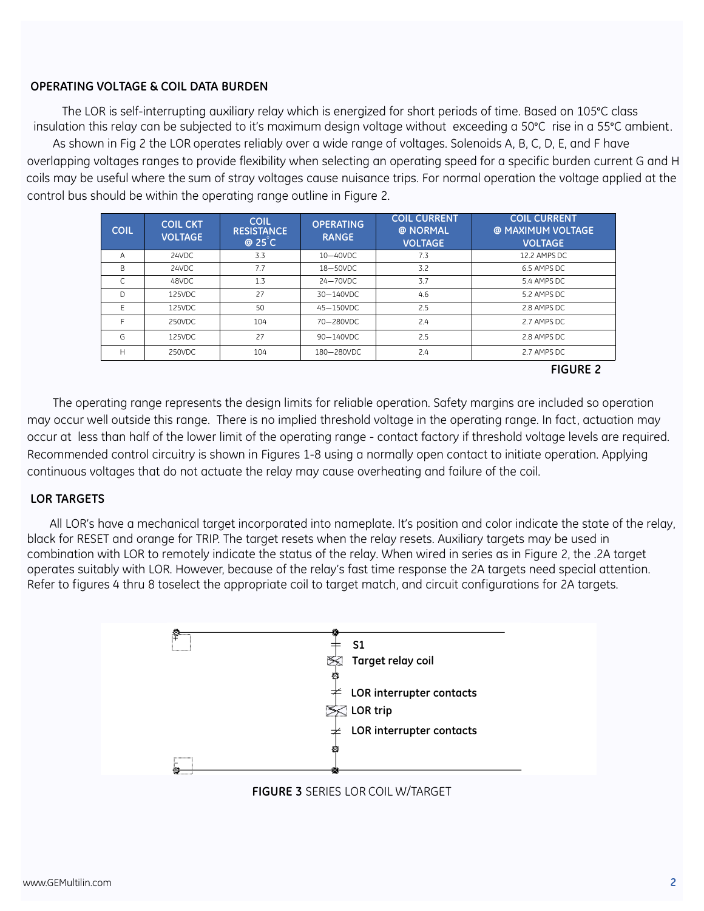## OPERATING VOLTAGE & COIL DATA BURDEN

The LOR is self-interrupting auxiliary relay which is energized for short periods of time. Based on 105°C class insulation this relay can be subjected to it's maximum design voltage without exceeding a 50°C rise in a 55°C ambient.

As shown in Fig 2 the LOR operates reliably over a wide range of voltages. Solenoids A, B, C, D, E, and F have overlapping voltages ranges to provide flexibility when selecting an operating speed for a specific burden current G and H coils may be useful where the sum of stray voltages cause nuisance trips. For normal operation the voltage applied at the control bus should be within the operating range outline in Figure 2.

| COIL | COIL CKT VOLTAGE | COIL RESISTANCE @ 25°C | OPERATING RANGE | COIL CURRENT @ NORMAL VOLTAGE | COIL CURRENT @ MAXIMUM VOLTAGE VOLTAGE |
|---|---|---|---|---|---|
| A | 24VDC | 3.3 | 10—40VDC | 7.3 | 12.2 AMPS DC |
| B | 24VDC | 7.7 | 18—50VDC | 3.2 | 6.5 AMPS DC |
| C | 48VDC | 1.3 | 24—70VDC | 3.7 | 5.4 AMPS DC |
| D | 125VDC | 27 | 30—140VDC | 4.6 | 5.2 AMPS DC |
| E | 125VDC | 50 | 45—150VDC | 2.5 | 2.8 AMPS DC |
| F | 250VDC | 104 | 70—280VDC | 2.4 | 2.7 AMPS DC |
| G | 125VDC | 27 | 90—140VDC | 2.5 | 2.8 AMPS DC |
| H | 250VDC | 104 | 180—280VDC | 2.4 | 2.7 AMPS DC |

**FIGURE 2**

The operating range represents the design limits for reliable operation. Safety margins are included so operation may occur well outside this range. There is no implied threshold voltage in the operating range. In fact, actuation may occur at less than half of the lower limit of the operating range - contact factory if threshold voltage levels are required. Recommended control circuitry is shown in Figures 1-8 using a normally open contact to initiate operation. Applying continuous voltages that do not actuate the relay may cause overheating and failure of the coil.

## LOR TARGETS

All LOR's have a mechanical target incorporated into nameplate. It's position and color indicate the state of the relay, black for RESET and orange for TRIP. The target resets when the relay resets. Auxiliary targets may be used in combination with LOR to remotely indicate the status of the relay. When wired in series as in Figure 2, the .2A target operates suitably with LOR. However, because of the relay's fast time response the 2A targets need special attention. Refer to figures 4 thru 8 toselect the appropriate coil to target match, and circuit configurations for 2A targets.

S1
Target relay coil
LOR interrupter contacts
LOR trip
LOR interrupter contacts

**FIGURE 3** SERIES LOR COIL W/TARGET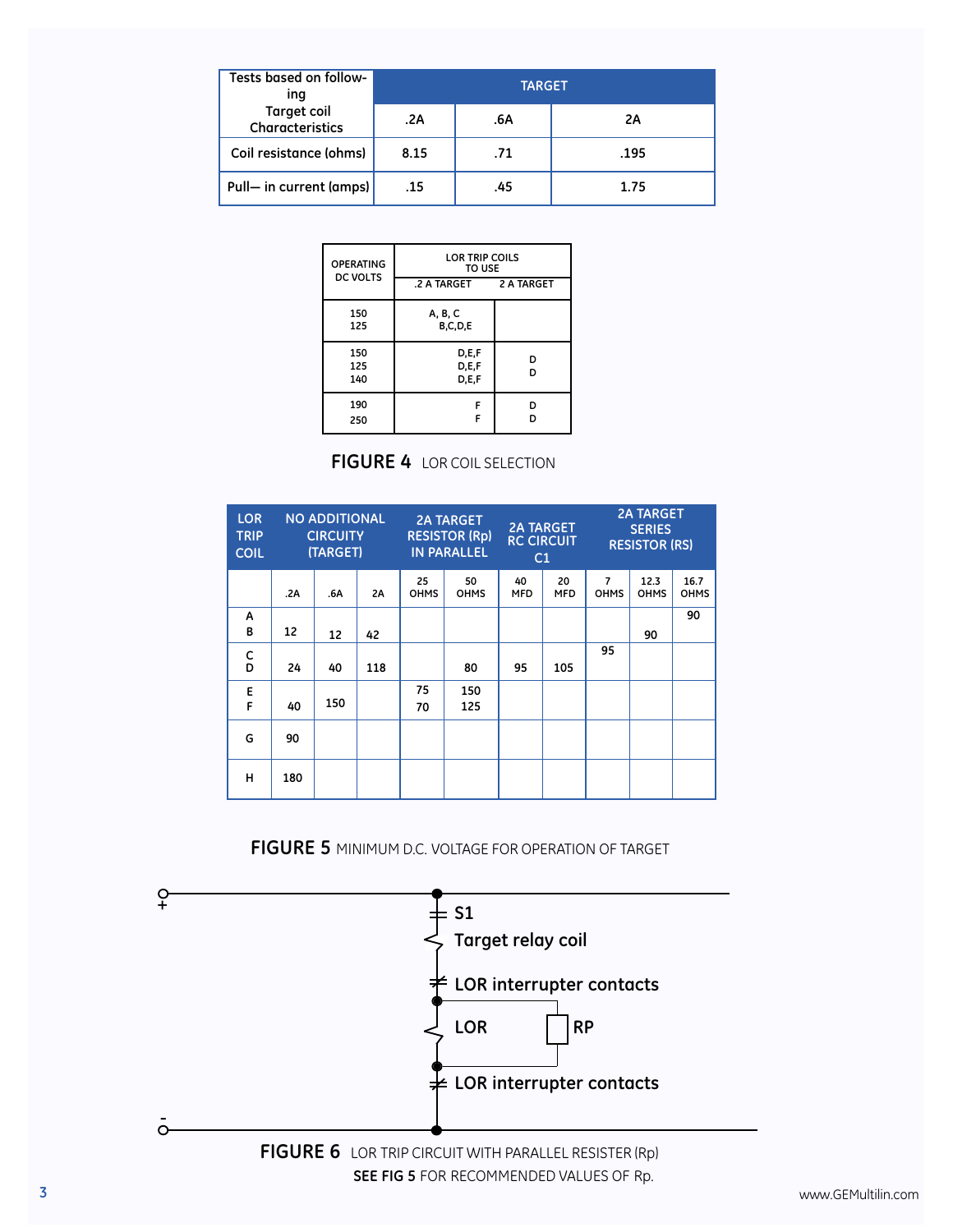| Tests based on following Target coil Characteristics | TARGET | | |
|---|---|---|---|
| | .2A | .6A | 2A |
| Coil resistance (ohms) | 8.15 | .71 | .195 |
| Pull— in current (amps) | .15 | .45 | 1.75 |

| OPERATING DC VOLTS | LOR TRIP COILS TO USE | |
|---|---|---|
| | .2 A TARGET | 2 A TARGET |
| 150<br>125 | A, B, C<br>B,C,D,E | |
| 150<br>125<br>140 | D,E,F<br>D,E,F<br>D,E,F | D<br>D |
| 190<br>250 | F<br>F | D<br>D |

**FIGURE 4** LOR COIL SELECTION

| LOR TRIP COIL | NO ADDITIONAL CIRCUITRY (TARGET) | | | 2A TARGET RESISTOR (Rp) IN PARALLEL | | 2A TARGET RC CIRCUIT C1 | | 2A TARGET SERIES RESISTOR (RS) | | |
|---|---|---|---|---|---|---|---|---|---|---|
| | .2A | .6A | 2A | 25 OHMS | 50 OHMS | 40 MFD | 20 MFD | 7 OHMS | 12.3 OHMS | 16.7 OHMS |
| A<br>B | 12 | 12 | 42 | | | | | | 90 | 90 |
| C<br>D | 24 | 40 | 118 | | 80 | 95 | 105 | 95 | | |
| E<br>F | 40 | 150 | | 75<br>70 | 150<br>125 | | | | | |
| G | 90 | | | | | | | | | |
| H | 180 | | | | | | | | | |

**FIGURE 5** MINIMUM D.C. VOLTAGE FOR OPERATION OF TARGET

+

S1

Target relay coil

LOR interrupter contacts

LOR

RP

LOR interrupter contacts

-

**FIGURE 6** LOR TRIP CIRCUIT WITH PARALLEL RESISTER (Rp)

**SEE FIG 5** FOR RECOMMENDED VALUES OF Rp.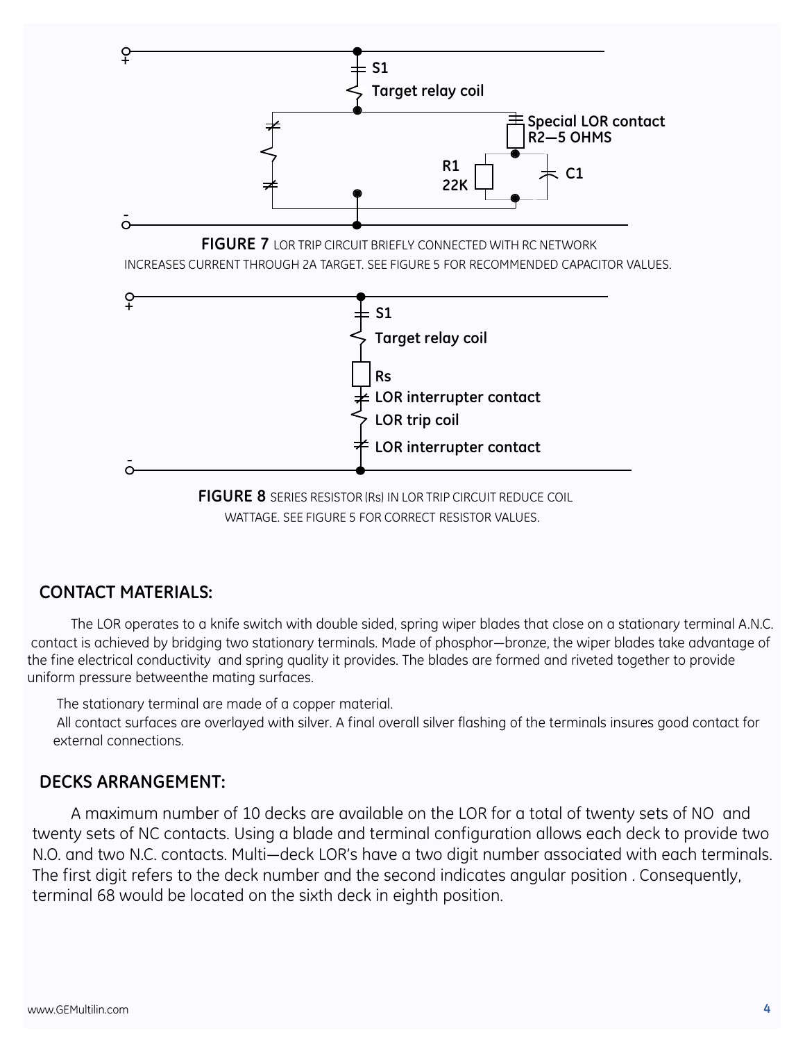S1

Target relay coil

Special LOR contact
R2—5 OHMS

R1
22K

C1

**FIGURE 7** LOR TRIP CIRCUIT BRIEFLY CONNECTED WITH RC NETWORK INCREASES CURRENT THROUGH 2A TARGET. SEE FIGURE 5 FOR RECOMMENDED CAPACITOR VALUES.

S1

Target relay coil

Rs

LOR interrupter contact

LOR trip coil

LOR interrupter contact

**FIGURE 8** SERIES RESISTOR (Rs) IN LOR TRIP CIRCUIT REDUCE COIL WATTAGE. SEE FIGURE 5 FOR CORRECT RESISTOR VALUES.

## CONTACT MATERIALS:

The LOR operates to a knife switch with double sided, spring wiper blades that close on a stationary terminal A.N.C. contact is achieved by bridging two stationary terminals. Made of phosphor—bronze, the wiper blades take advantage of the fine electrical conductivity and spring quality it provides. The blades are formed and riveted together to provide uniform pressure betweenthe mating surfaces.

The stationary terminal are made of a copper material.

All contact surfaces are overlayed with silver. A final overall silver flashing of the terminals insures good contact for external connections.

## DECKS ARRANGEMENT:

A maximum number of 10 decks are available on the LOR for a total of twenty sets of NO and twenty sets of NC contacts. Using a blade and terminal configuration allows each deck to provide two N.O. and two N.C. contacts. Multi—deck LOR's have a two digit number associated with each terminals. The first digit refers to the deck number and the second indicates angular position . Consequently, terminal 68 would be located on the sixth deck in eighth position.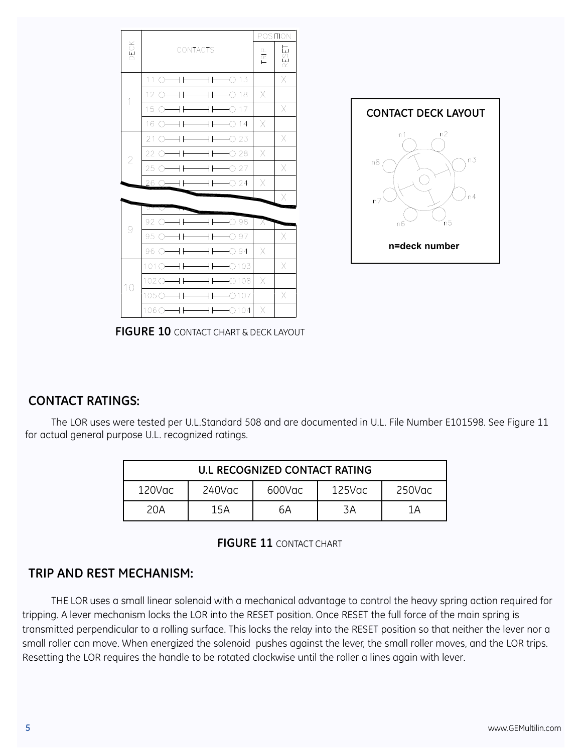| DECK | CONTACTS | POSITION | |
|---|---|---|---|
| | | TRIP | RESET |
| 1 | 11 — 13 | | X |
| | 12 — 18 | X | |
| | 15 — 17 | | X |
| | 16 — 14 | X | |
| 2 | 21 — 23 | | X |
| | 22 — 28 | X | |
| | 25 — 27 | | X |
| | 26 — 24 | X | |
| | | | X |
| 9 | 92 — 98 | X | |
| | 95 — 97 | | X |
| | 96 — 94 | X | |
| 10 | 101 — 103 | | X |
| | 102 — 108 | X | |
| | 105 — 107 | | X |
| | 106 — 104 | X | |

**CONTACT DECK LAYOUT**

n1, n2, n3, n4, n5, n6, n7, n8

n=deck number

**FIGURE 10** CONTACT CHART & DECK LAYOUT

## CONTACT RATINGS:

The LOR uses were tested per U.L.Standard 508 and are documented in U.L. File Number E101598. See Figure 11 for actual general purpose U.L. recognized ratings.

| U.L RECOGNIZED CONTACT RATING | | | | |
|---|---|---|---|---|
| 120Vac | 240Vac | 600Vac | 125Vac | 250Vac |
| 20A | 15A | 6A | 3A | 1A |

**FIGURE 11** CONTACT CHART

## TRIP AND REST MECHANISM:

THE LOR uses a small linear solenoid with a mechanical advantage to control the heavy spring action required for tripping. A lever mechanism locks the LOR into the RESET position. Once RESET the full force of the main spring is transmitted perpendicular to a rolling surface. This locks the relay into the RESET position so that neither the lever nor a small roller can move. When energized the solenoid pushes against the lever, the small roller moves, and the LOR trips. Resetting the LOR requires the handle to be rotated clockwise until the roller a lines again with lever.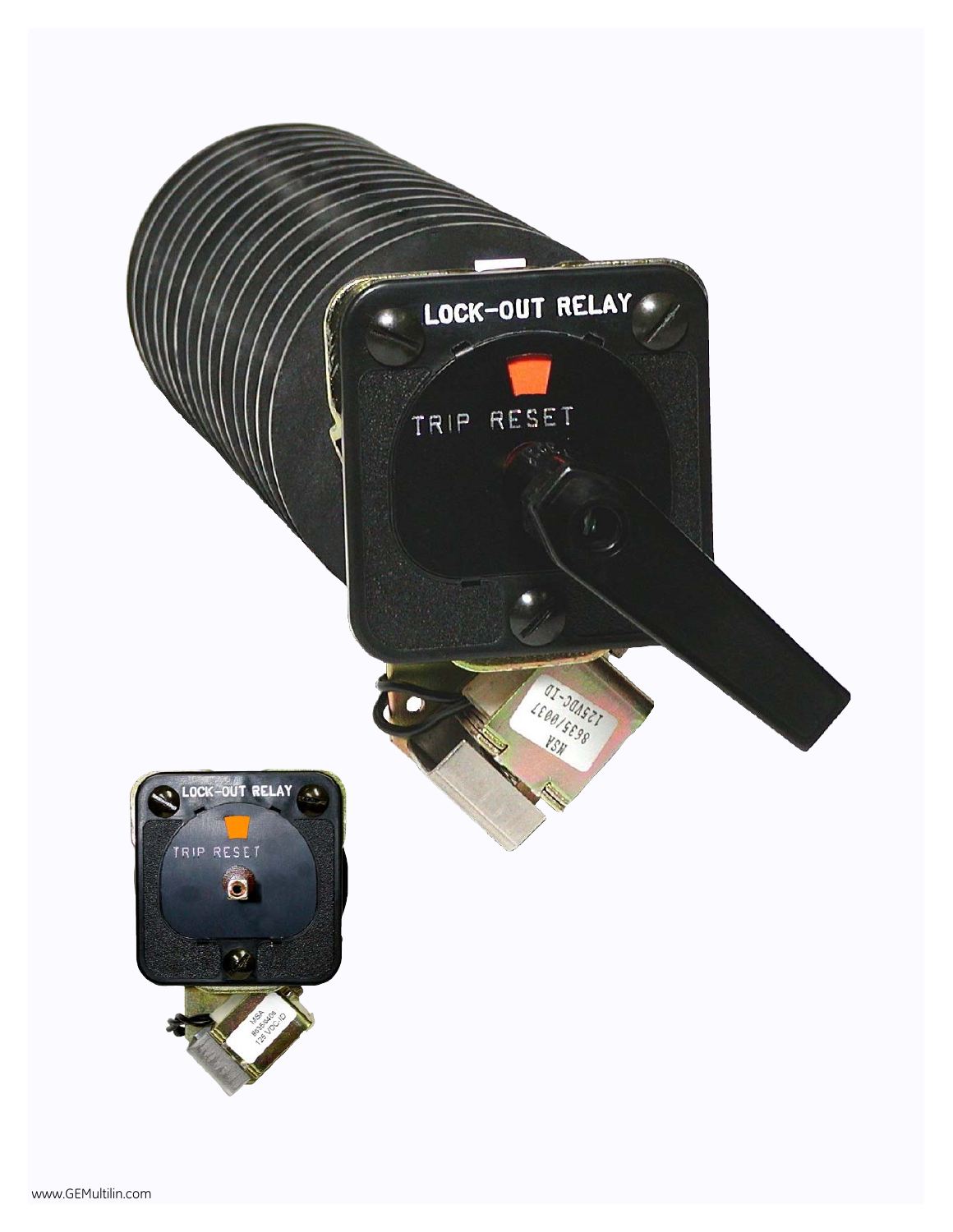www.GEMultilin.com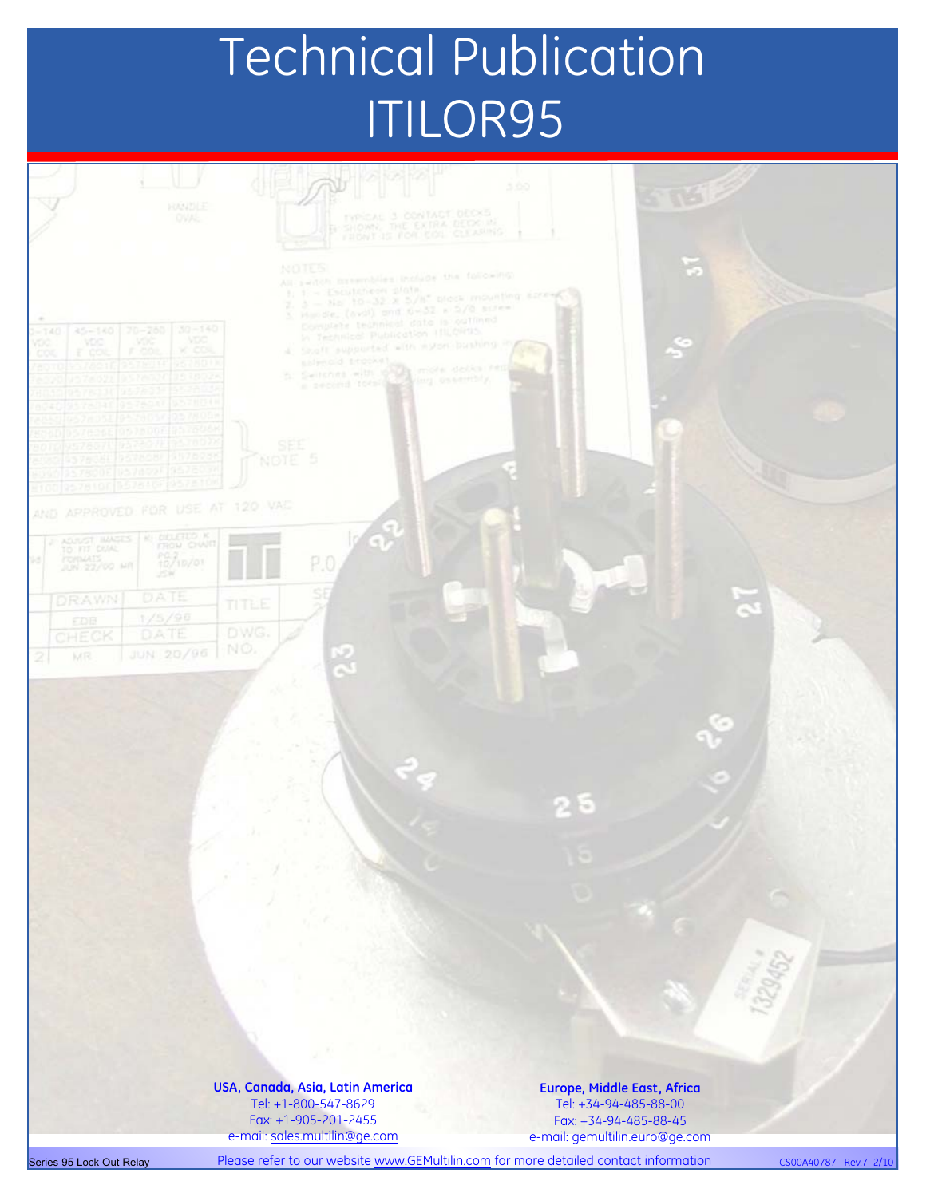# Technical Publication ITILOR95

**USA, Canada, Asia, Latin America**
Tel: +1-800-547-8629
Fax: +1-905-201-2455
e-mail: sales.multilin@ge.com

**Europe, Middle East, Africa**
Tel: +34-94-485-88-00
Fax: +34-94-485-88-45
e-mail: gemultilin.euro@ge.com

Please refer to our website www.GEMultilin.com for more detailed contact information